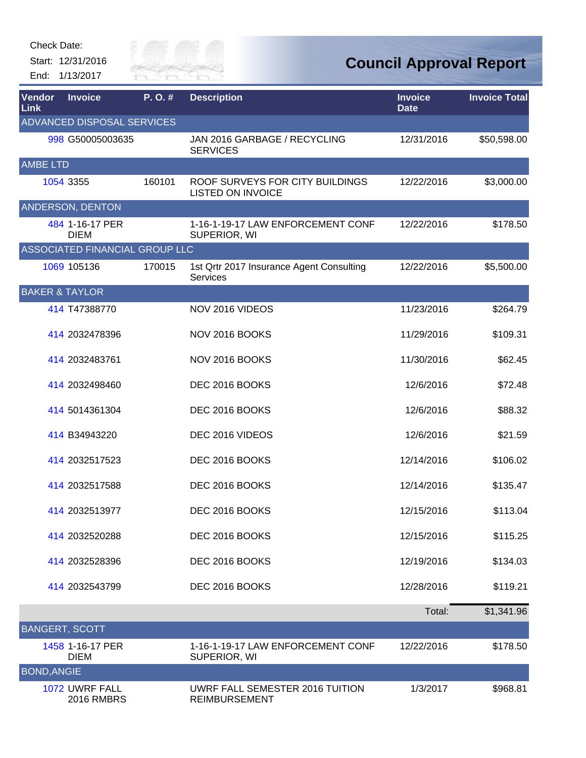Check Date:
Start: 12/31/2016
End: 1/13/2017

# Council Approval Report

| Vendor Link | Invoice | P. O. # | Description | Invoice Date | Invoice Total |
|---|---|---|---|---|---|
| ADVANCED DISPOSAL SERVICES | | | | | |
| 998 | G50005003635 | | JAN 2016 GARBAGE / RECYCLING SERVICES | 12/31/2016 | $50,598.00 |
| AMBE LTD | | | | | |
| 1054 | 3355 | 160101 | ROOF SURVEYS FOR CITY BUILDINGS LISTED ON INVOICE | 12/22/2016 | $3,000.00 |
| ANDERSON, DENTON | | | | | |
| 484 | 1-16-17 PER DIEM | | 1-16-1-19-17 LAW ENFORCEMENT CONF SUPERIOR, WI | 12/22/2016 | $178.50 |
| ASSOCIATED FINANCIAL GROUP LLC | | | | | |
| 1069 | 105136 | 170015 | 1st Qrtr 2017 Insurance Agent Consulting Services | 12/22/2016 | $5,500.00 |
| BAKER & TAYLOR | | | | | |
| 414 | T47388770 | | NOV 2016 VIDEOS | 11/23/2016 | $264.79 |
| 414 | 2032478396 | | NOV 2016 BOOKS | 11/29/2016 | $109.31 |
| 414 | 2032483761 | | NOV 2016 BOOKS | 11/30/2016 | $62.45 |
| 414 | 2032498460 | | DEC 2016 BOOKS | 12/6/2016 | $72.48 |
| 414 | 5014361304 | | DEC 2016 BOOKS | 12/6/2016 | $88.32 |
| 414 | B34943220 | | DEC 2016 VIDEOS | 12/6/2016 | $21.59 |
| 414 | 2032517523 | | DEC 2016 BOOKS | 12/14/2016 | $106.02 |
| 414 | 2032517588 | | DEC 2016 BOOKS | 12/14/2016 | $135.47 |
| 414 | 2032513977 | | DEC 2016 BOOKS | 12/15/2016 | $113.04 |
| 414 | 2032520288 | | DEC 2016 BOOKS | 12/15/2016 | $115.25 |
| 414 | 2032528396 | | DEC 2016 BOOKS | 12/19/2016 | $134.03 |
| 414 | 2032543799 | | DEC 2016 BOOKS | 12/28/2016 | $119.21 |
| | | | | Total: | $1,341.96 |
| BANGERT, SCOTT | | | | | |
| 1458 | 1-16-17 PER DIEM | | 1-16-1-19-17 LAW ENFORCEMENT CONF SUPERIOR, WI | 12/22/2016 | $178.50 |
| BOND,ANGIE | | | | | |
| 1072 | UWRF FALL 2016 RMBRS | | UWRF FALL SEMESTER 2016 TUITION REIMBURSEMENT | 1/3/2017 | $968.81 |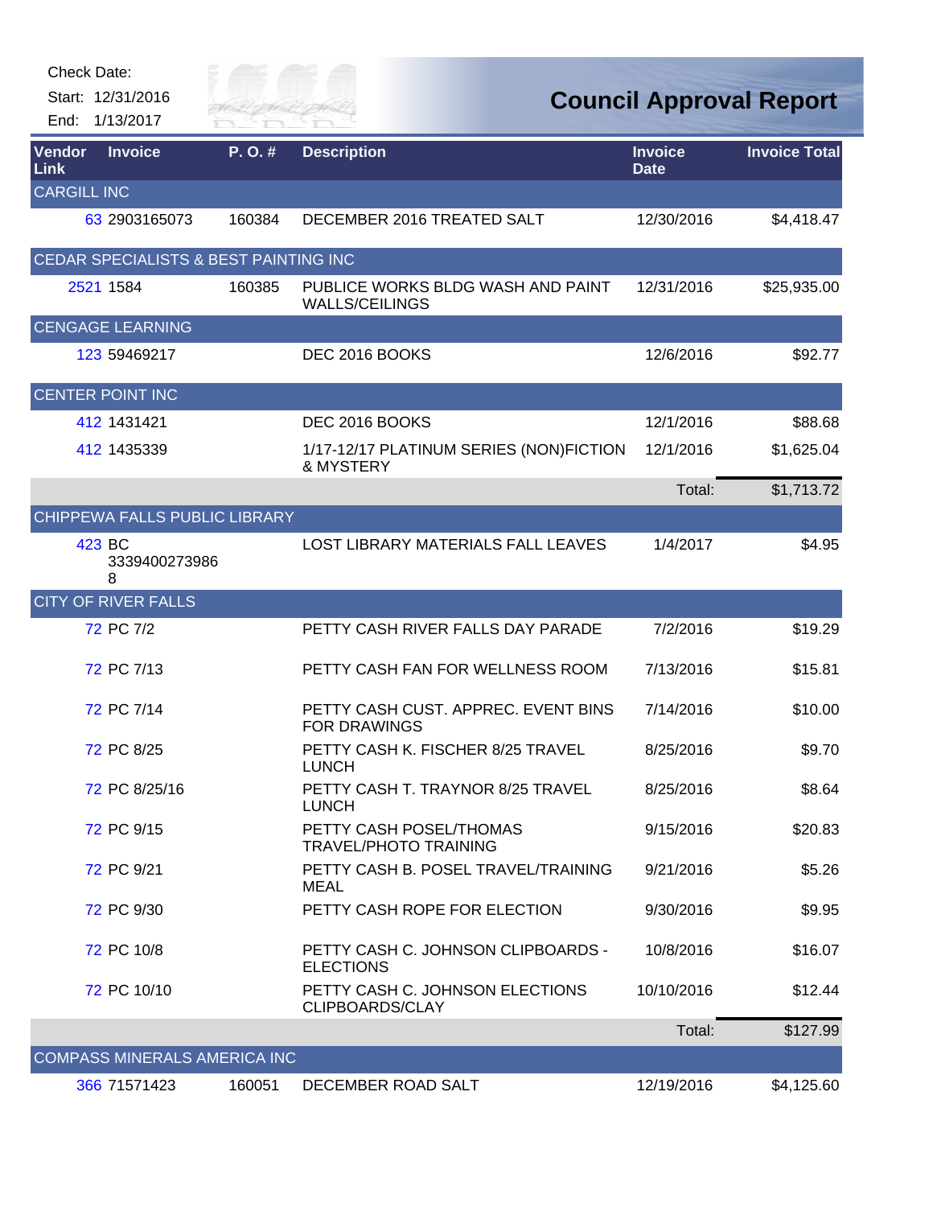Check Date:

Start: 12/31/2016

End: 1/13/2017

# Council Approval Report

| Vendor Link | Invoice | P. O. # | Description | Invoice Date | Invoice Total |
|---|---|---|---|---|---|
| **CARGILL INC** | | | | | |
| 63 | 2903165073 | 160384 | DECEMBER 2016 TREATED SALT | 12/30/2016 | $4,418.47 |
| **CEDAR SPECIALISTS & BEST PAINTING INC** | | | | | |
| 2521 | 1584 | 160385 | PUBLICE WORKS BLDG WASH AND PAINT WALLS/CEILINGS | 12/31/2016 | $25,935.00 |
| **CENGAGE LEARNING** | | | | | |
| 123 | 59469217 | | DEC 2016 BOOKS | 12/6/2016 | $92.77 |
| **CENTER POINT INC** | | | | | |
| 412 | 1431421 | | DEC 2016 BOOKS | 12/1/2016 | $88.68 |
| 412 | 1435339 | | 1/17-12/17 PLATINUM SERIES (NON)FICTION & MYSTERY | 12/1/2016 | $1,625.04 |
| | | | | Total: | $1,713.72 |
| **CHIPPEWA FALLS PUBLIC LIBRARY** | | | | | |
| 423 | BC 33394002739868 | | LOST LIBRARY MATERIALS FALL LEAVES | 1/4/2017 | $4.95 |
| **CITY OF RIVER FALLS** | | | | | |
| 72 | PC 7/2 | | PETTY CASH RIVER FALLS DAY PARADE | 7/2/2016 | $19.29 |
| 72 | PC 7/13 | | PETTY CASH FAN FOR WELLNESS ROOM | 7/13/2016 | $15.81 |
| 72 | PC 7/14 | | PETTY CASH CUST. APPREC. EVENT BINS FOR DRAWINGS | 7/14/2016 | $10.00 |
| 72 | PC 8/25 | | PETTY CASH K. FISCHER 8/25 TRAVEL LUNCH | 8/25/2016 | $9.70 |
| 72 | PC 8/25/16 | | PETTY CASH T. TRAYNOR 8/25 TRAVEL LUNCH | 8/25/2016 | $8.64 |
| 72 | PC 9/15 | | PETTY CASH POSEL/THOMAS TRAVEL/PHOTO TRAINING | 9/15/2016 | $20.83 |
| 72 | PC 9/21 | | PETTY CASH B. POSEL TRAVEL/TRAINING MEAL | 9/21/2016 | $5.26 |
| 72 | PC 9/30 | | PETTY CASH ROPE FOR ELECTION | 9/30/2016 | $9.95 |
| 72 | PC 10/8 | | PETTY CASH C. JOHNSON CLIPBOARDS - ELECTIONS | 10/8/2016 | $16.07 |
| 72 | PC 10/10 | | PETTY CASH C. JOHNSON ELECTIONS CLIPBOARDS/CLAY | 10/10/2016 | $12.44 |
| | | | | Total: | $127.99 |
| **COMPASS MINERALS AMERICA INC** | | | | | |
| 366 | 71571423 | 160051 | DECEMBER ROAD SALT | 12/19/2016 | $4,125.60 |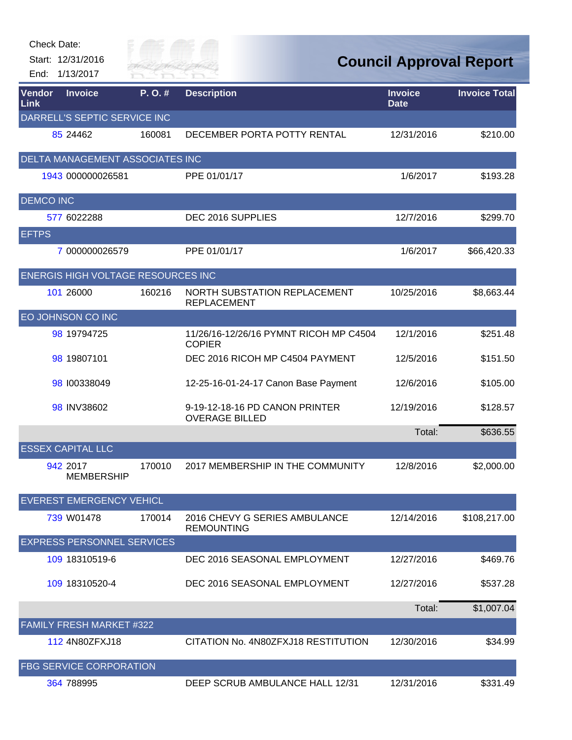Check Date:
Start: 12/31/2016
End: 1/13/2017

# Council Approval Report

| Vendor Link | Invoice | P. O. # | Description | Invoice Date | Invoice Total |
|---|---|---|---|---|---|
| DARRELL'S SEPTIC SERVICE INC | | | | | |
| 85 | 24462 | 160081 | DECEMBER PORTA POTTY RENTAL | 12/31/2016 | $210.00 |
| DELTA MANAGEMENT ASSOCIATES INC | | | | | |
| 1943 | 000000026581 | | PPE 01/01/17 | 1/6/2017 | $193.28 |
| DEMCO INC | | | | | |
| 577 | 6022288 | | DEC 2016 SUPPLIES | 12/7/2016 | $299.70 |
| EFTPS | | | | | |
| 7 | 000000026579 | | PPE 01/01/17 | 1/6/2017 | $66,420.33 |
| ENERGIS HIGH VOLTAGE RESOURCES INC | | | | | |
| 101 | 26000 | 160216 | NORTH SUBSTATION REPLACEMENT REPLACEMENT | 10/25/2016 | $8,663.44 |
| EO JOHNSON CO INC | | | | | |
| 98 | 19794725 | | 11/26/16-12/26/16 PYMNT RICOH MP C4504 COPIER | 12/1/2016 | $251.48 |
| 98 | 19807101 | | DEC 2016 RICOH MP C4504 PAYMENT | 12/5/2016 | $151.50 |
| 98 | I00338049 | | 12-25-16-01-24-17 Canon Base Payment | 12/6/2016 | $105.00 |
| 98 | INV38602 | | 9-19-12-18-16 PD CANON PRINTER OVERAGE BILLED | 12/19/2016 | $128.57 |
| | | | | Total: | $636.55 |
| ESSEX CAPITAL LLC | | | | | |
| 942 | 2017 MEMBERSHIP | 170010 | 2017 MEMBERSHIP IN THE COMMUNITY | 12/8/2016 | $2,000.00 |
| EVEREST EMERGENCY VEHICL | | | | | |
| 739 | W01478 | 170014 | 2016 CHEVY G SERIES AMBULANCE REMOUNTING | 12/14/2016 | $108,217.00 |
| EXPRESS PERSONNEL SERVICES | | | | | |
| 109 | 18310519-6 | | DEC 2016 SEASONAL EMPLOYMENT | 12/27/2016 | $469.76 |
| 109 | 18310520-4 | | DEC 2016 SEASONAL EMPLOYMENT | 12/27/2016 | $537.28 |
| | | | | Total: | $1,007.04 |
| FAMILY FRESH MARKET #322 | | | | | |
| 112 | 4N80ZFXJ18 | | CITATION No. 4N80ZFXJ18 RESTITUTION | 12/30/2016 | $34.99 |
| FBG SERVICE CORPORATION | | | | | |
| 364 | 788995 | | DEEP SCRUB AMBULANCE HALL 12/31 | 12/31/2016 | $331.49 |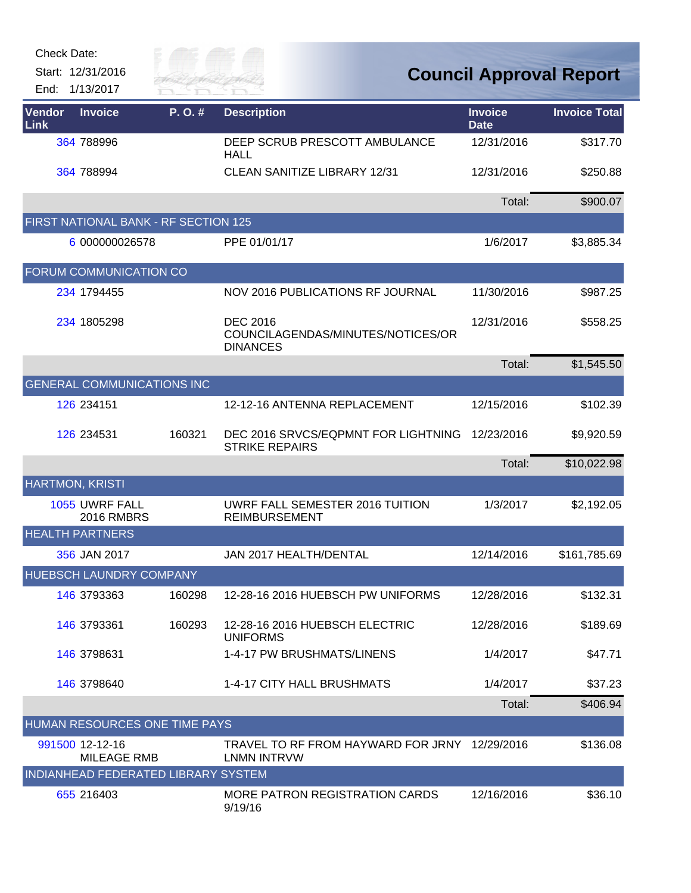Check Date:

Start: 12/31/2016

End: 1/13/2017

# Council Approval Report

| Vendor Link | Invoice | P. O. # | Description | Invoice Date | Invoice Total |
|---|---|---|---|---|---|
| 364 | 788996 | | DEEP SCRUB PRESCOTT AMBULANCE HALL | 12/31/2016 | $317.70 |
| 364 | 788994 | | CLEAN SANITIZE LIBRARY 12/31 | 12/31/2016 | $250.88 |
| | | | | Total: | $900.07 |
| FIRST NATIONAL BANK - RF SECTION 125 | | | | | |
| 6 | 000000026578 | | PPE 01/01/17 | 1/6/2017 | $3,885.34 |
| FORUM COMMUNICATION CO | | | | | |
| 234 | 1794455 | | NOV 2016 PUBLICATIONS RF JOURNAL | 11/30/2016 | $987.25 |
| 234 | 1805298 | | DEC 2016 COUNCILAGENDAS/MINUTES/NOTICES/ORDINANCES | 12/31/2016 | $558.25 |
| | | | | Total: | $1,545.50 |
| GENERAL COMMUNICATIONS INC | | | | | |
| 126 | 234151 | | 12-12-16 ANTENNA REPLACEMENT | 12/15/2016 | $102.39 |
| 126 | 234531 | 160321 | DEC 2016 SRVCS/EQPMNT FOR LIGHTNING STRIKE REPAIRS | 12/23/2016 | $9,920.59 |
| | | | | Total: | $10,022.98 |
| HARTMON, KRISTI | | | | | |
| 1055 | UWRF FALL 2016 RMBRS | | UWRF FALL SEMESTER 2016 TUITION REIMBURSEMENT | 1/3/2017 | $2,192.05 |
| HEALTH PARTNERS | | | | | |
| 356 | JAN 2017 | | JAN 2017 HEALTH/DENTAL | 12/14/2016 | $161,785.69 |
| HUEBSCH LAUNDRY COMPANY | | | | | |
| 146 | 3793363 | 160298 | 12-28-16 2016 HUEBSCH PW UNIFORMS | 12/28/2016 | $132.31 |
| 146 | 3793361 | 160293 | 12-28-16 2016 HUEBSCH ELECTRIC UNIFORMS | 12/28/2016 | $189.69 |
| 146 | 3798631 | | 1-4-17 PW BRUSHMATS/LINENS | 1/4/2017 | $47.71 |
| 146 | 3798640 | | 1-4-17 CITY HALL BRUSHMATS | 1/4/2017 | $37.23 |
| | | | | Total: | $406.94 |
| HUMAN RESOURCES ONE TIME PAYS | | | | | |
| 991500 | 12-12-16 MILEAGE RMB | | TRAVEL TO RF FROM HAYWARD FOR JRNY LNMN INTRVW | 12/29/2016 | $136.08 |
| INDIANHEAD FEDERATED LIBRARY SYSTEM | | | | | |
| 655 | 216403 | | MORE PATRON REGISTRATION CARDS 9/19/16 | 12/16/2016 | $36.10 |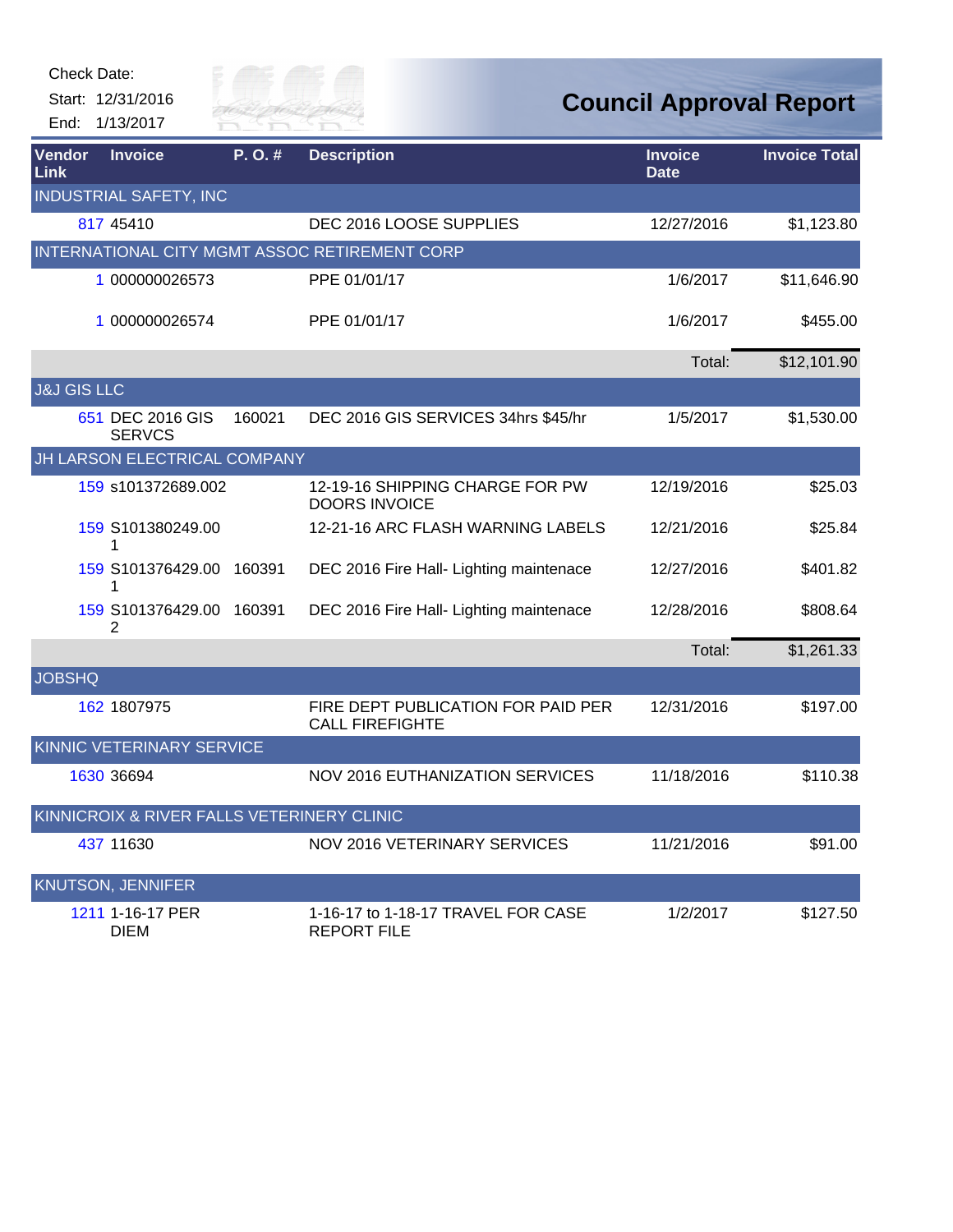Check Date:
Start: 12/31/2016
End: 1/13/2017

# Council Approval Report

| Vendor Link | Invoice | P. O. # | Description | Invoice Date | Invoice Total |
|---|---|---|---|---|---|
| **INDUSTRIAL SAFETY, INC** | | | | | |
| 817 | 45410 | | DEC 2016 LOOSE SUPPLIES | 12/27/2016 | $1,123.80 |
| **INTERNATIONAL CITY MGMT ASSOC RETIREMENT CORP** | | | | | |
| 1 | 000000026573 | | PPE 01/01/17 | 1/6/2017 | $11,646.90 |
| 1 | 000000026574 | | PPE 01/01/17 | 1/6/2017 | $455.00 |
| | | | | Total: | $12,101.90 |
| **J&J GIS LLC** | | | | | |
| 651 | DEC 2016 GIS SERVCS | 160021 | DEC 2016 GIS SERVICES 34hrs $45/hr | 1/5/2017 | $1,530.00 |
| **JH LARSON ELECTRICAL COMPANY** | | | | | |
| 159 | s101372689.002 | | 12-19-16 SHIPPING CHARGE FOR PW DOORS INVOICE | 12/19/2016 | $25.03 |
| 159 | S101380249.001 | | 12-21-16 ARC FLASH WARNING LABELS | 12/21/2016 | $25.84 |
| 159 | S101376429.001 | 160391 | DEC 2016 Fire Hall- Lighting maintenace | 12/27/2016 | $401.82 |
| 159 | S101376429.002 | 160391 | DEC 2016 Fire Hall- Lighting maintenace | 12/28/2016 | $808.64 |
| | | | | Total: | $1,261.33 |
| **JOBSHQ** | | | | | |
| 162 | 1807975 | | FIRE DEPT PUBLICATION FOR PAID PER CALL FIREFIGHTE | 12/31/2016 | $197.00 |
| **KINNIC VETERINARY SERVICE** | | | | | |
| 1630 | 36694 | | NOV 2016 EUTHANIZATION SERVICES | 11/18/2016 | $110.38 |
| **KINNICROIX & RIVER FALLS VETERINERY CLINIC** | | | | | |
| 437 | 11630 | | NOV 2016 VETERINARY SERVICES | 11/21/2016 | $91.00 |
| **KNUTSON, JENNIFER** | | | | | |
| 1211 | 1-16-17 PER DIEM | | 1-16-17 to 1-18-17 TRAVEL FOR CASE REPORT FILE | 1/2/2017 | $127.50 |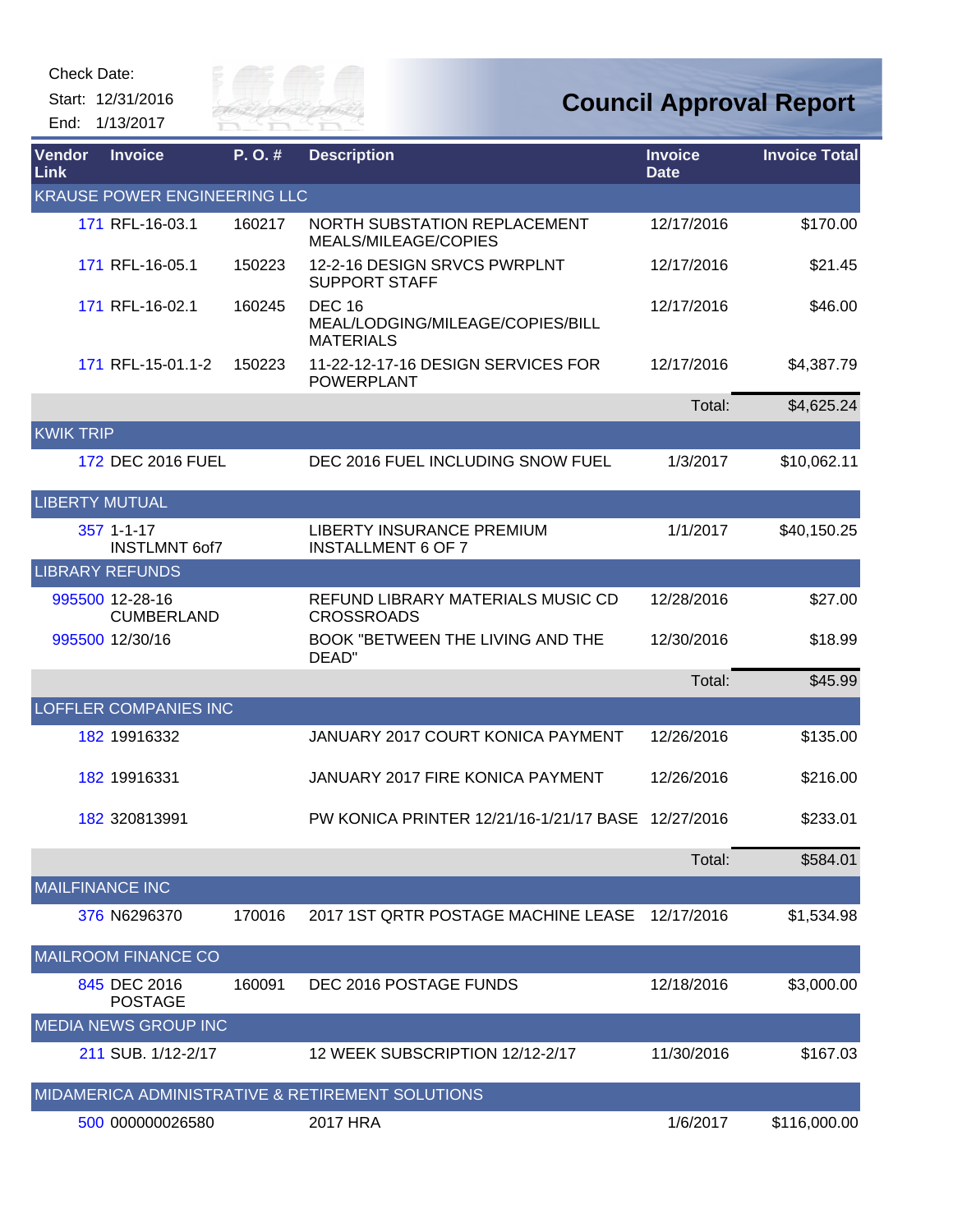Check Date:

Start: 12/31/2016

End: 1/13/2017

# Council Approval Report

| Vendor Link | Invoice | P. O. # | Description | Invoice Date | Invoice Total |
|---|---|---|---|---|---|
| KRAUSE POWER ENGINEERING LLC | | | | | |
| 171 | RFL-16-03.1 | 160217 | NORTH SUBSTATION REPLACEMENT MEALS/MILEAGE/COPIES | 12/17/2016 | $170.00 |
| 171 | RFL-16-05.1 | 150223 | 12-2-16 DESIGN SRVCS PWRPLNT SUPPORT STAFF | 12/17/2016 | $21.45 |
| 171 | RFL-16-02.1 | 160245 | DEC 16 MEAL/LODGING/MILEAGE/COPIES/BILL MATERIALS | 12/17/2016 | $46.00 |
| 171 | RFL-15-01.1-2 | 150223 | 11-22-12-17-16 DESIGN SERVICES FOR POWERPLANT | 12/17/2016 | $4,387.79 |
| | | | | Total: | $4,625.24 |
| KWIK TRIP | | | | | |
| 172 | DEC 2016 FUEL | | DEC 2016 FUEL INCLUDING SNOW FUEL | 1/3/2017 | $10,062.11 |
| LIBERTY MUTUAL | | | | | |
| 357 | 1-1-17 INSTLMNT 6of7 | | LIBERTY INSURANCE PREMIUM INSTALLMENT 6 OF 7 | 1/1/2017 | $40,150.25 |
| LIBRARY REFUNDS | | | | | |
| 995500 | 12-28-16 CUMBERLAND | | REFUND LIBRARY MATERIALS MUSIC CD CROSSROADS | 12/28/2016 | $27.00 |
| 995500 | 12/30/16 | | BOOK "BETWEEN THE LIVING AND THE DEAD" | 12/30/2016 | $18.99 |
| | | | | Total: | $45.99 |
| LOFFLER COMPANIES INC | | | | | |
| 182 | 19916332 | | JANUARY 2017 COURT KONICA PAYMENT | 12/26/2016 | $135.00 |
| 182 | 19916331 | | JANUARY 2017 FIRE KONICA PAYMENT | 12/26/2016 | $216.00 |
| 182 | 320813991 | | PW KONICA PRINTER 12/21/16-1/21/17 BASE | 12/27/2016 | $233.01 |
| | | | | Total: | $584.01 |
| MAILFINANCE INC | | | | | |
| 376 | N6296370 | 170016 | 2017 1ST QRTR POSTAGE MACHINE LEASE | 12/17/2016 | $1,534.98 |
| MAILROOM FINANCE CO | | | | | |
| 845 | DEC 2016 POSTAGE | 160091 | DEC 2016 POSTAGE FUNDS | 12/18/2016 | $3,000.00 |
| MEDIA NEWS GROUP INC | | | | | |
| 211 | SUB. 1/12-2/17 | | 12 WEEK SUBSCRIPTION 12/12-2/17 | 11/30/2016 | $167.03 |
| MIDAMERICA ADMINISTRATIVE & RETIREMENT SOLUTIONS | | | | | |
| 500 | 000000026580 | | 2017 HRA | 1/6/2017 | $116,000.00 |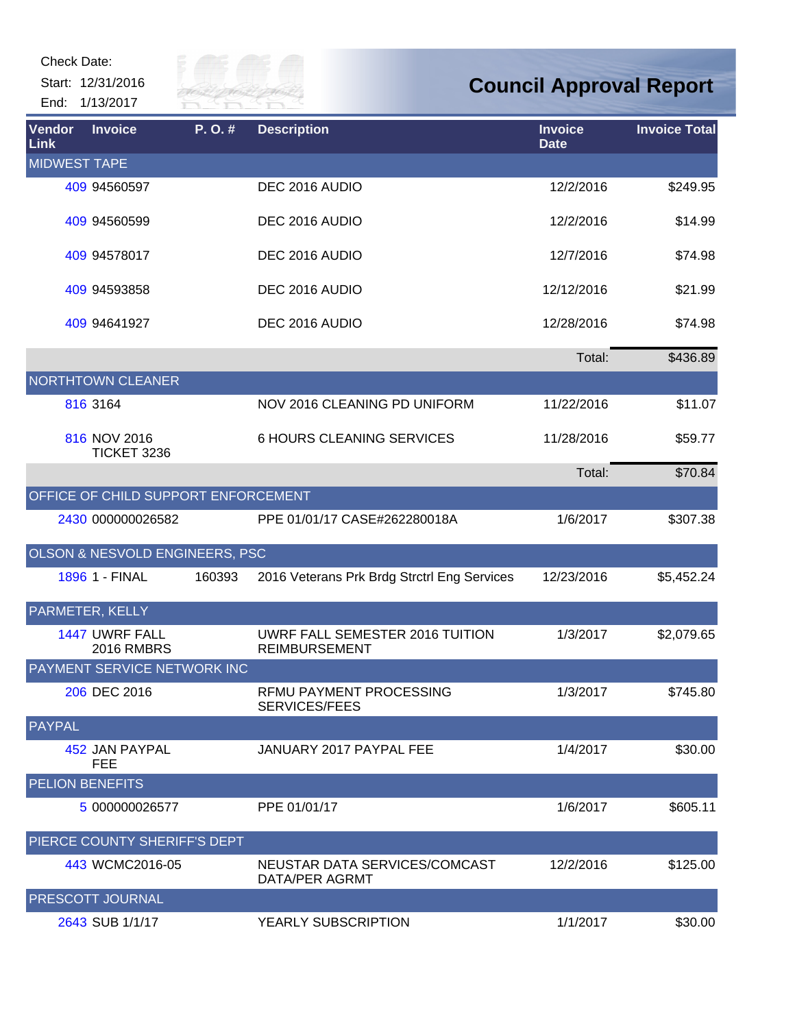Check Date:
Start: 12/31/2016
End: 1/13/2017

# Council Approval Report

| Vendor Link | Invoice | P. O. # | Description | Invoice Date | Invoice Total |
|---|---|---|---|---|---|
| MIDWEST TAPE | | | | | |
| 409 | 94560597 | | DEC 2016 AUDIO | 12/2/2016 | $249.95 |
| 409 | 94560599 | | DEC 2016 AUDIO | 12/2/2016 | $14.99 |
| 409 | 94578017 | | DEC 2016 AUDIO | 12/7/2016 | $74.98 |
| 409 | 94593858 | | DEC 2016 AUDIO | 12/12/2016 | $21.99 |
| 409 | 94641927 | | DEC 2016 AUDIO | 12/28/2016 | $74.98 |
| | | | | Total: | $436.89 |
| NORTHTOWN CLEANER | | | | | |
| 816 | 3164 | | NOV 2016 CLEANING PD UNIFORM | 11/22/2016 | $11.07 |
| 816 | NOV 2016 TICKET 3236 | | 6 HOURS CLEANING SERVICES | 11/28/2016 | $59.77 |
| | | | | Total: | $70.84 |
| OFFICE OF CHILD SUPPORT ENFORCEMENT | | | | | |
| 2430 | 000000026582 | | PPE 01/01/17 CASE#262280018A | 1/6/2017 | $307.38 |
| OLSON & NESVOLD ENGINEERS, PSC | | | | | |
| 1896 | 1 - FINAL | 160393 | 2016 Veterans Prk Brdg Strctrl Eng Services | 12/23/2016 | $5,452.24 |
| PARMETER, KELLY | | | | | |
| 1447 | UWRF FALL 2016 RMBRS | | UWRF FALL SEMESTER 2016 TUITION REIMBURSEMENT | 1/3/2017 | $2,079.65 |
| PAYMENT SERVICE NETWORK INC | | | | | |
| 206 | DEC 2016 | | RFMU PAYMENT PROCESSING SERVICES/FEES | 1/3/2017 | $745.80 |
| PAYPAL | | | | | |
| 452 | JAN PAYPAL FEE | | JANUARY 2017 PAYPAL FEE | 1/4/2017 | $30.00 |
| PELION BENEFITS | | | | | |
| 5 | 000000026577 | | PPE 01/01/17 | 1/6/2017 | $605.11 |
| PIERCE COUNTY SHERIFF'S DEPT | | | | | |
| 443 | WCMC2016-05 | | NEUSTAR DATA SERVICES/COMCAST DATA/PER AGRMT | 12/2/2016 | $125.00 |
| PRESCOTT JOURNAL | | | | | |
| 2643 | SUB 1/1/17 | | YEARLY SUBSCRIPTION | 1/1/2017 | $30.00 |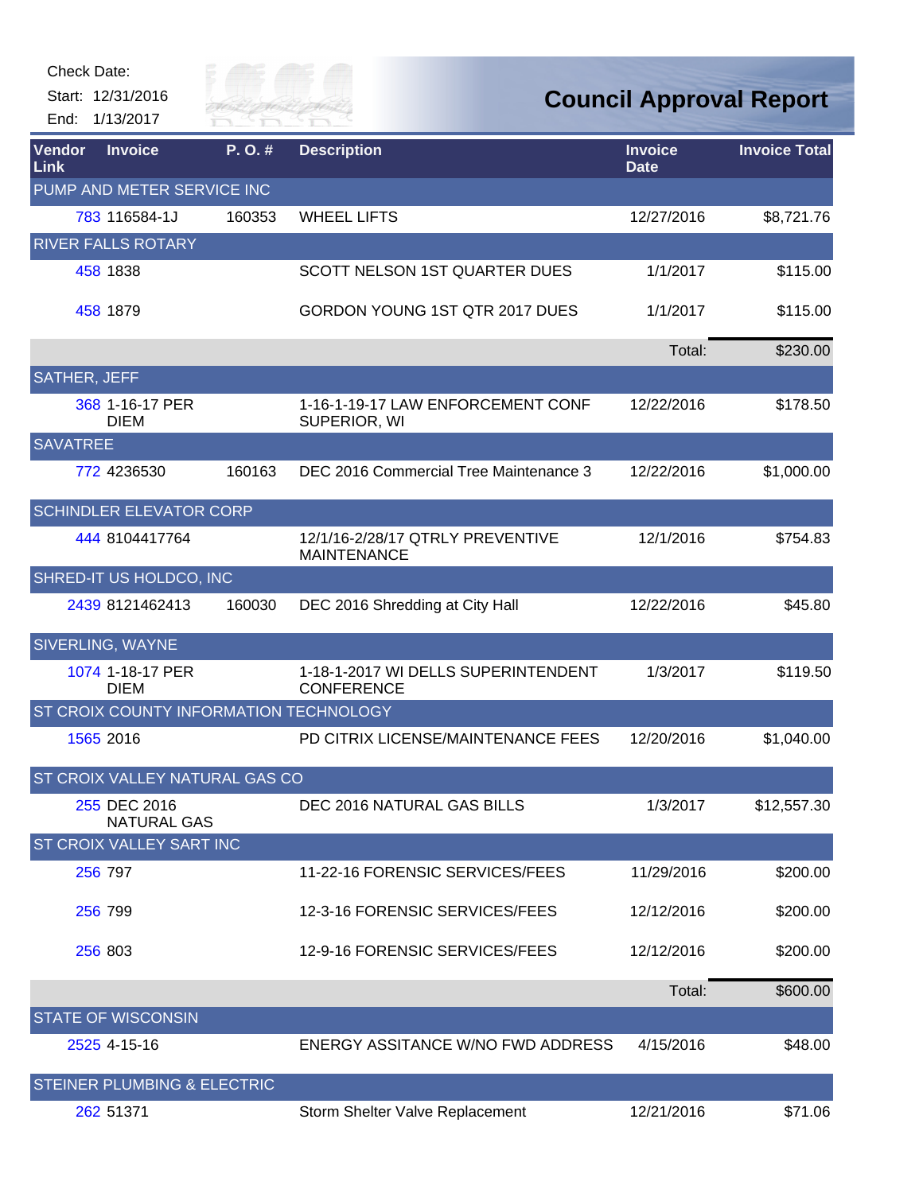Check Date:

Start: 12/31/2016

End: 1/13/2017

# Council Approval Report

| Vendor Link | Invoice | P. O. # | Description | Invoice Date | Invoice Total |
|---|---|---|---|---|---|
| PUMP AND METER SERVICE INC | | | | | |
| 783 | 116584-1J | 160353 | WHEEL LIFTS | 12/27/2016 | $8,721.76 |
| RIVER FALLS ROTARY | | | | | |
| 458 | 1838 | | SCOTT NELSON 1ST QUARTER DUES | 1/1/2017 | $115.00 |
| 458 | 1879 | | GORDON YOUNG 1ST QTR 2017 DUES | 1/1/2017 | $115.00 |
| | | | | Total: | $230.00 |
| SATHER, JEFF | | | | | |
| 368 | 1-16-17 PER DIEM | | 1-16-1-19-17 LAW ENFORCEMENT CONF SUPERIOR, WI | 12/22/2016 | $178.50 |
| SAVATREE | | | | | |
| 772 | 4236530 | 160163 | DEC 2016 Commercial Tree Maintenance 3 | 12/22/2016 | $1,000.00 |
| SCHINDLER ELEVATOR CORP | | | | | |
| 444 | 8104417764 | | 12/1/16-2/28/17 QTRLY PREVENTIVE MAINTENANCE | 12/1/2016 | $754.83 |
| SHRED-IT US HOLDCO, INC | | | | | |
| 2439 | 8121462413 | 160030 | DEC 2016 Shredding at City Hall | 12/22/2016 | $45.80 |
| SIVERLING, WAYNE | | | | | |
| 1074 | 1-18-17 PER DIEM | | 1-18-1-2017 WI DELLS SUPERINTENDENT CONFERENCE | 1/3/2017 | $119.50 |
| ST CROIX COUNTY INFORMATION TECHNOLOGY | | | | | |
| 1565 | 2016 | | PD CITRIX LICENSE/MAINTENANCE FEES | 12/20/2016 | $1,040.00 |
| ST CROIX VALLEY NATURAL GAS CO | | | | | |
| 255 | DEC 2016 NATURAL GAS | | DEC 2016 NATURAL GAS BILLS | 1/3/2017 | $12,557.30 |
| ST CROIX VALLEY SART INC | | | | | |
| 256 | 797 | | 11-22-16 FORENSIC SERVICES/FEES | 11/29/2016 | $200.00 |
| 256 | 799 | | 12-3-16 FORENSIC SERVICES/FEES | 12/12/2016 | $200.00 |
| 256 | 803 | | 12-9-16 FORENSIC SERVICES/FEES | 12/12/2016 | $200.00 |
| | | | | Total: | $600.00 |
| STATE OF WISCONSIN | | | | | |
| 2525 | 4-15-16 | | ENERGY ASSITANCE W/NO FWD ADDRESS | 4/15/2016 | $48.00 |
| STEINER PLUMBING & ELECTRIC | | | | | |
| 262 | 51371 | | Storm Shelter Valve Replacement | 12/21/2016 | $71.06 |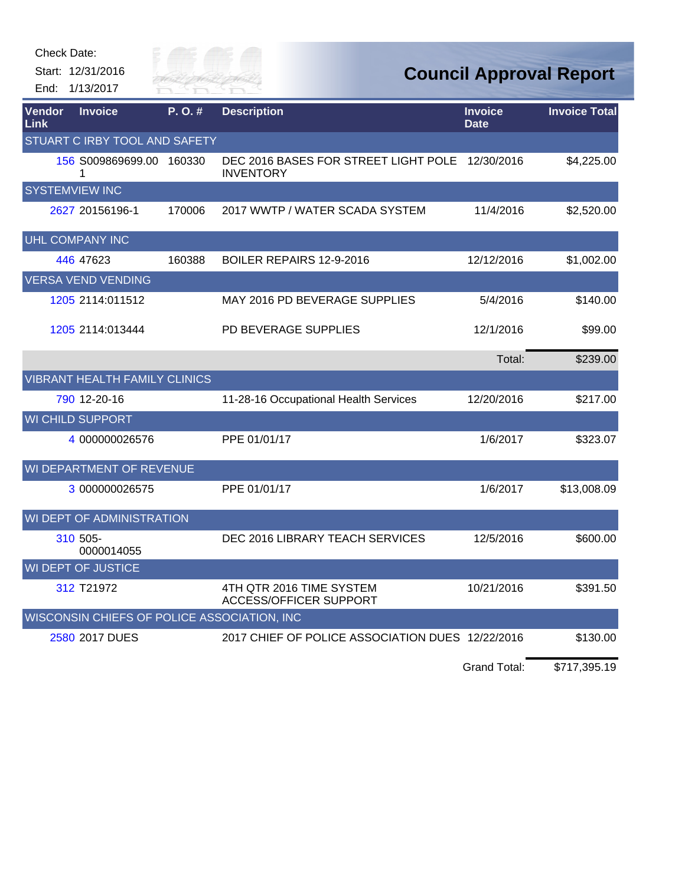Check Date:

Start: 12/31/2016

End: 1/13/2017

# Council Approval Report

| Vendor Link | Invoice | P. O. # | Description | Invoice Date | Invoice Total |
|---|---|---|---|---|---|
| STUART C IRBY TOOL AND SAFETY | | | | | |
| 156 | S009869699.001 | 160330 | DEC 2016 BASES FOR STREET LIGHT POLE INVENTORY | 12/30/2016 | $4,225.00 |
| SYSTEMVIEW INC | | | | | |
| 2627 | 20156196-1 | 170006 | 2017 WWTP / WATER SCADA SYSTEM | 11/4/2016 | $2,520.00 |
| UHL COMPANY INC | | | | | |
| 446 | 47623 | 160388 | BOILER REPAIRS 12-9-2016 | 12/12/2016 | $1,002.00 |
| VERSA VEND VENDING | | | | | |
| 1205 | 2114:011512 | | MAY 2016 PD BEVERAGE SUPPLIES | 5/4/2016 | $140.00 |
| 1205 | 2114:013444 | | PD BEVERAGE SUPPLIES | 12/1/2016 | $99.00 |
| | | | | Total: | $239.00 |
| VIBRANT HEALTH FAMILY CLINICS | | | | | |
| 790 | 12-20-16 | | 11-28-16 Occupational Health Services | 12/20/2016 | $217.00 |
| WI CHILD SUPPORT | | | | | |
| 4 | 000000026576 | | PPE 01/01/17 | 1/6/2017 | $323.07 |
| WI DEPARTMENT OF REVENUE | | | | | |
| 3 | 000000026575 | | PPE 01/01/17 | 1/6/2017 | $13,008.09 |
| WI DEPT OF ADMINISTRATION | | | | | |
| 310 | 505-0000014055 | | DEC 2016 LIBRARY TEACH SERVICES | 12/5/2016 | $600.00 |
| WI DEPT OF JUSTICE | | | | | |
| 312 | T21972 | | 4TH QTR 2016 TIME SYSTEM ACCESS/OFFICER SUPPORT | 10/21/2016 | $391.50 |
| WISCONSIN CHIEFS OF POLICE ASSOCIATION, INC | | | | | |
| 2580 | 2017 DUES | | 2017 CHIEF OF POLICE ASSOCIATION DUES | 12/22/2016 | $130.00 |
| | | | | Grand Total: | $717,395.19 |